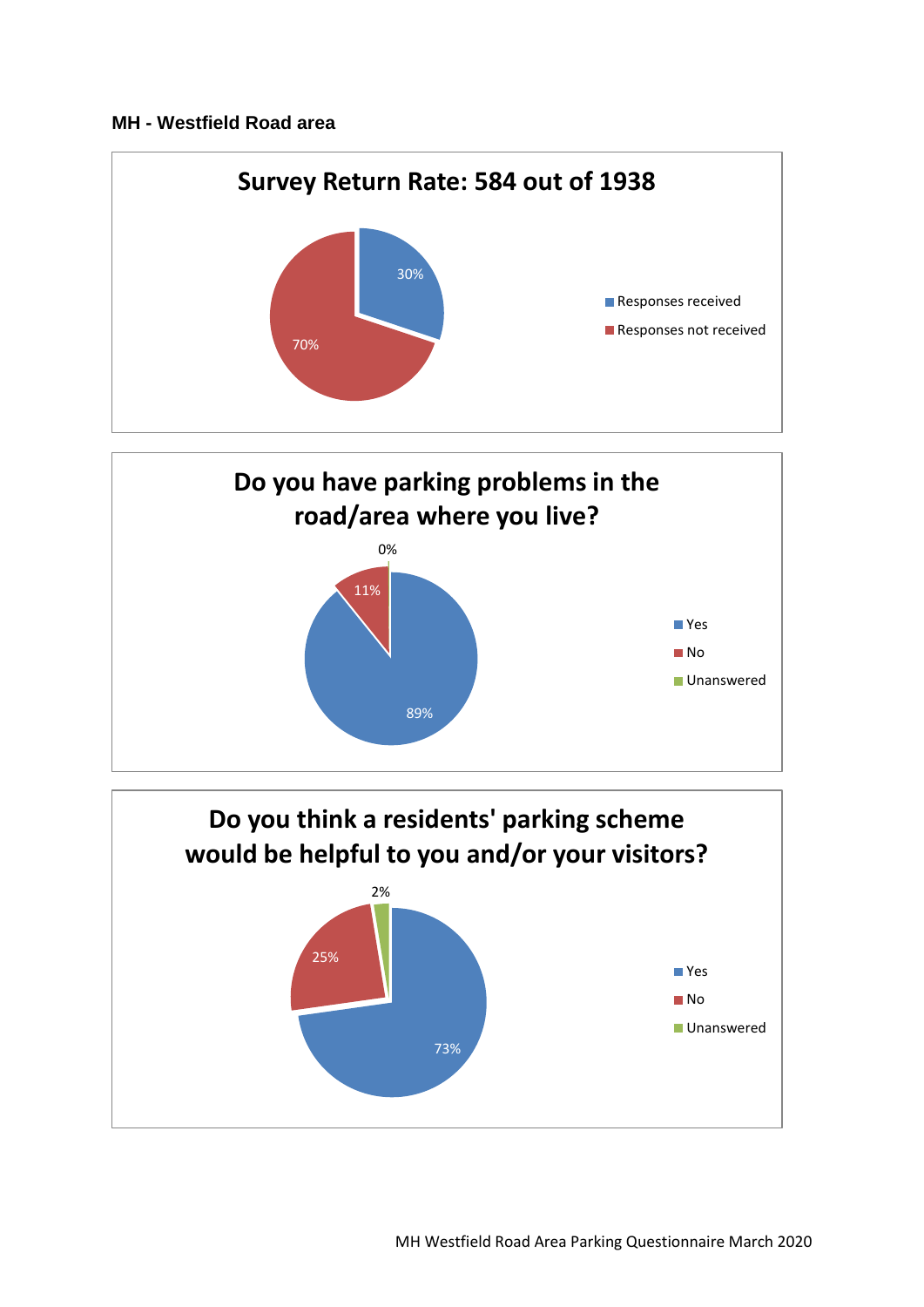## MH - Westfield Road area

### Survey Return Rate: 584 out of 1938

| Response | Percentage |
|---|---|
| Responses received | 30% |
| Responses not received | 70% |

### Do you have parking problems in the road/area where you live?

| Answer | Percentage |
|---|---|
| Yes | 89% |
| No | 11% |
| Unanswered | 0% |

### Do you think a residents' parking scheme would be helpful to you and/or your visitors?

| Answer | Percentage |
|---|---|
| Yes | 73% |
| No | 25% |
| Unanswered | 2% |

MH Westfield Road Area Parking Questionnaire March 2020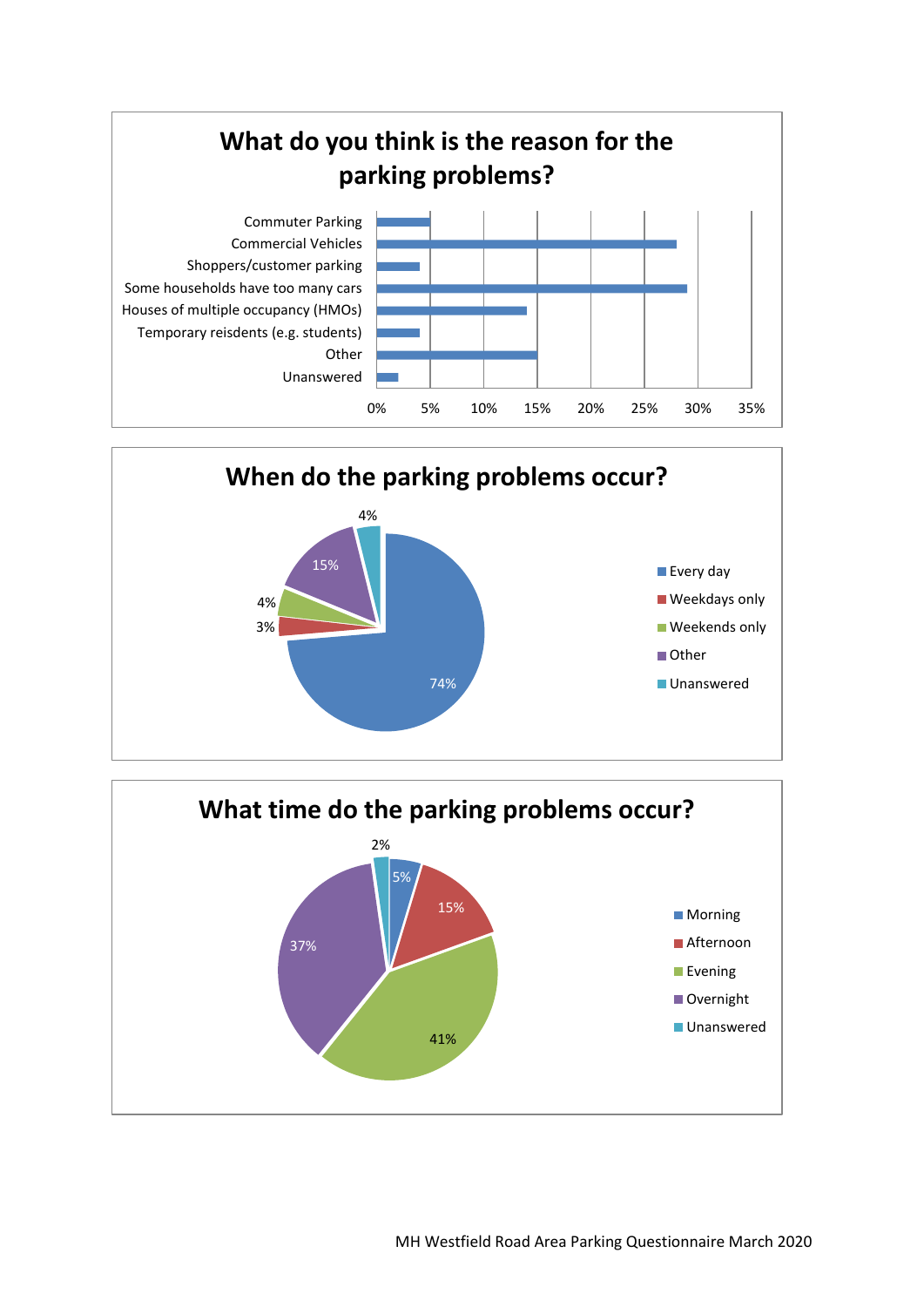## What do you think is the reason for the parking problems?

| Reason | Percentage |
|---|---|
| Commuter Parking | 5% |
| Commercial Vehicles | 28% |
| Shoppers/customer parking | 4% |
| Some households have too many cars | 29% |
| Houses of multiple occupancy (HMOs) | 14% |
| Temporary reisdents (e.g. students) | 4% |
| Other | 15% |
| Unanswered | 2% |

## When do the parking problems occur?

| Response | Percentage |
|---|---|
| Every day | 74% |
| Weekdays only | 3% |
| Weekends only | 4% |
| Other | 15% |
| Unanswered | 4% |

## What time do the parking problems occur?

| Response | Percentage |
|---|---|
| Morning | 5% |
| Afternoon | 15% |
| Evening | 41% |
| Overnight | 37% |
| Unanswered | 2% |

MH Westfield Road Area Parking Questionnaire March 2020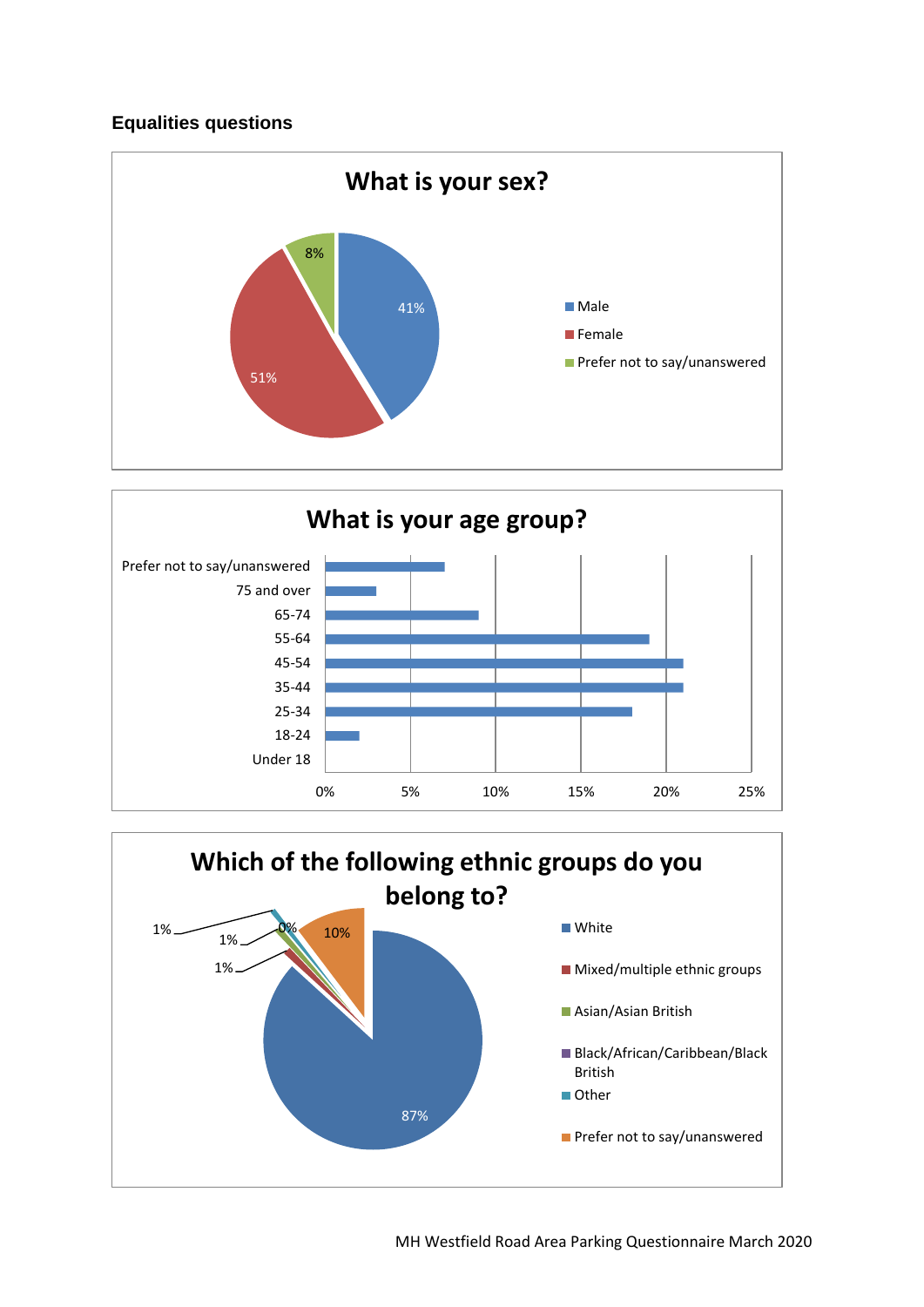### Equalities questions

**What is your sex?**

| Response | Percentage |
|---|---|
| Male | 41% |
| Female | 51% |
| Prefer not to say/unanswered | 8% |

**What is your age group?**

| Age group | Percentage |
|---|---|
| Prefer not to say/unanswered | 7% |
| 75 and over | 3% |
| 65-74 | 9% |
| 55-64 | 19% |
| 45-54 | 21% |
| 35-44 | 21% |
| 25-34 | 18% |
| 18-24 | 2% |
| Under 18 | 0% |

**Which of the following ethnic groups do you belong to?**

| Ethnic group | Percentage |
|---|---|
| White | 87% |
| Mixed/multiple ethnic groups | 1% |
| Asian/Asian British | 1% |
| Black/African/Caribbean/Black British | 0% |
| Other | 1% |
| Prefer not to say/unanswered | 10% |

MH Westfield Road Area Parking Questionnaire March 2020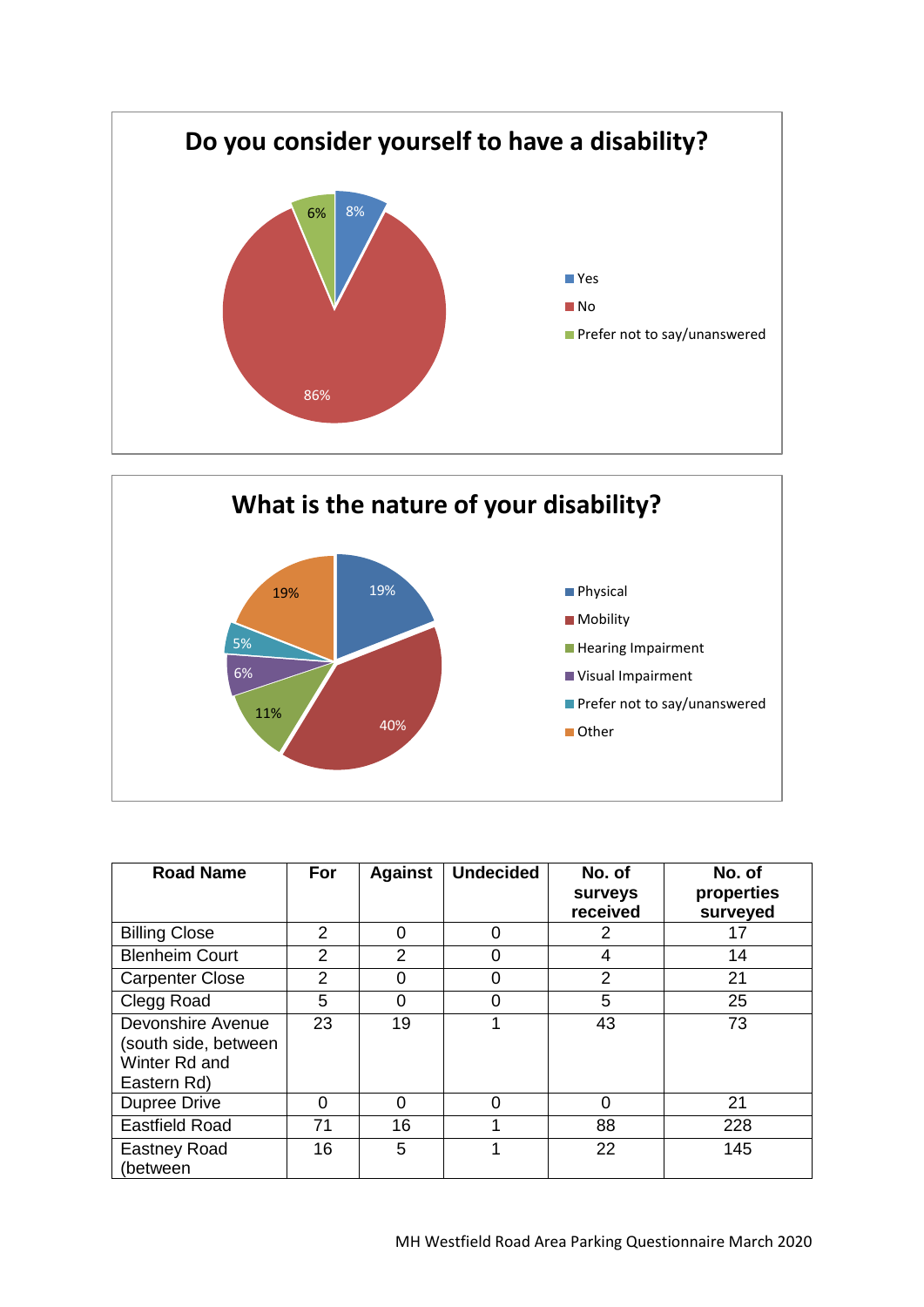## Do you consider yourself to have a disability?

- Yes: 8%
- No: 86%
- Prefer not to say/unanswered: 6%

## What is the nature of your disability?

- Physical: 19%
- Mobility: 40%
- Hearing Impairment: 11%
- Visual Impairment: 6%
- Prefer not to say/unanswered: 5%
- Other: 19%

| Road Name | For | Against | Undecided | No. of surveys received | No. of properties surveyed |
|---|---|---|---|---|---|
| Billing Close | 2 | 0 | 0 | 2 | 17 |
| Blenheim Court | 2 | 2 | 0 | 4 | 14 |
| Carpenter Close | 2 | 0 | 0 | 2 | 21 |
| Clegg Road | 5 | 0 | 0 | 5 | 25 |
| Devonshire Avenue (south side, between Winter Rd and Eastern Rd) | 23 | 19 | 1 | 43 | 73 |
| Dupree Drive | 0 | 0 | 0 | 0 | 21 |
| Eastfield Road | 71 | 16 | 1 | 88 | 228 |
| Eastney Road (between | 16 | 5 | 1 | 22 | 145 |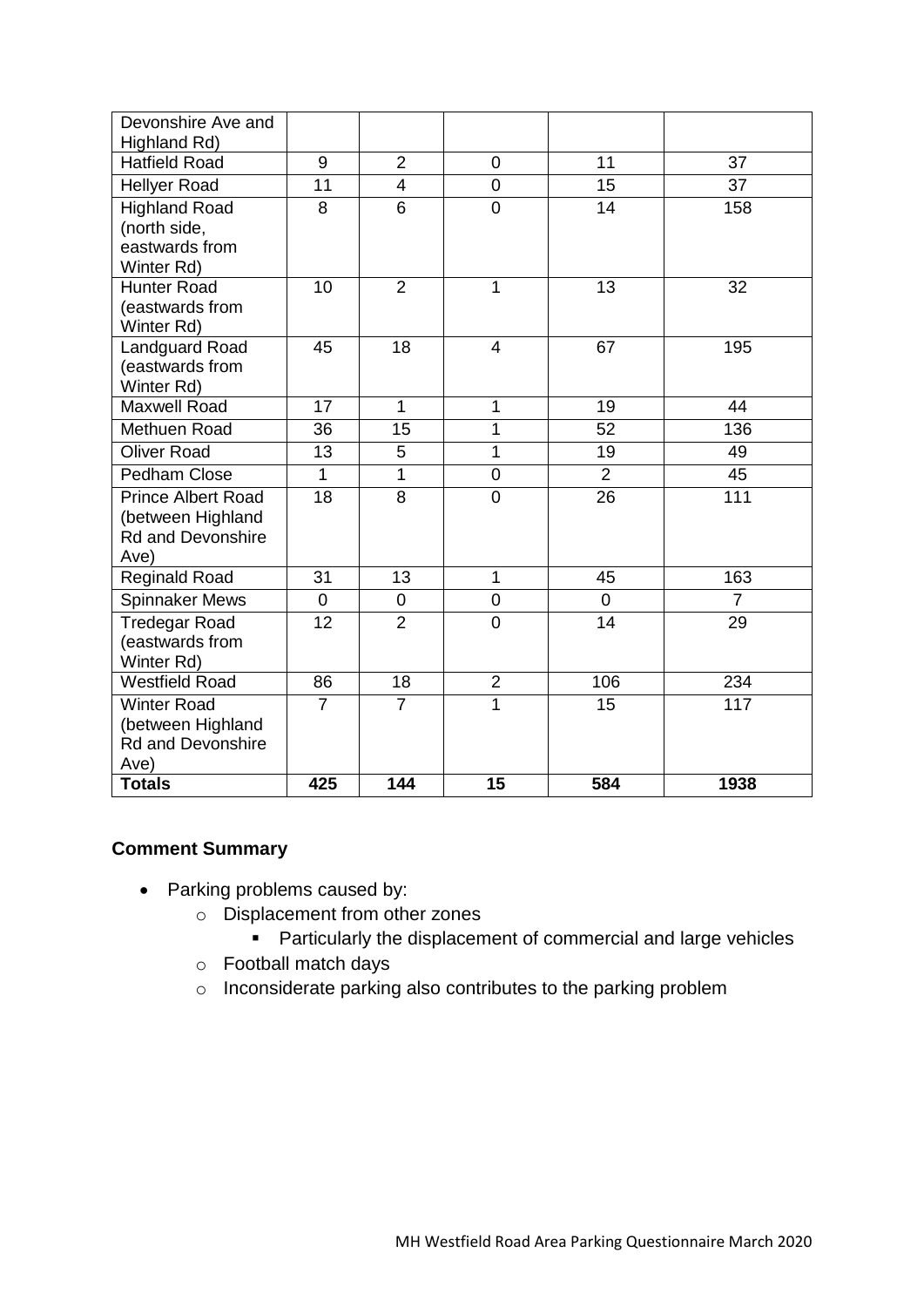| | | | | | |
|---|---|---|---|---|---|
| Devonshire Ave and Highland Rd) | | | | | |
| Hatfield Road | 9 | 2 | 0 | 11 | 37 |
| Hellyer Road | 11 | 4 | 0 | 15 | 37 |
| Highland Road (north side, eastwards from Winter Rd) | 8 | 6 | 0 | 14 | 158 |
| Hunter Road (eastwards from Winter Rd) | 10 | 2 | 1 | 13 | 32 |
| Landguard Road (eastwards from Winter Rd) | 45 | 18 | 4 | 67 | 195 |
| Maxwell Road | 17 | 1 | 1 | 19 | 44 |
| Methuen Road | 36 | 15 | 1 | 52 | 136 |
| Oliver Road | 13 | 5 | 1 | 19 | 49 |
| Pedham Close | 1 | 1 | 0 | 2 | 45 |
| Prince Albert Road (between Highland Rd and Devonshire Ave) | 18 | 8 | 0 | 26 | 111 |
| Reginald Road | 31 | 13 | 1 | 45 | 163 |
| Spinnaker Mews | 0 | 0 | 0 | 0 | 7 |
| Tredegar Road (eastwards from Winter Rd) | 12 | 2 | 0 | 14 | 29 |
| Westfield Road | 86 | 18 | 2 | 106 | 234 |
| Winter Road (between Highland Rd and Devonshire Ave) | 7 | 7 | 1 | 15 | 117 |
| **Totals** | **425** | **144** | **15** | **584** | **1938** |

**Comment Summary**

- Parking problems caused by:
  - Displacement from other zones
    - Particularly the displacement of commercial and large vehicles
  - Football match days
  - Inconsiderate parking also contributes to the parking problem